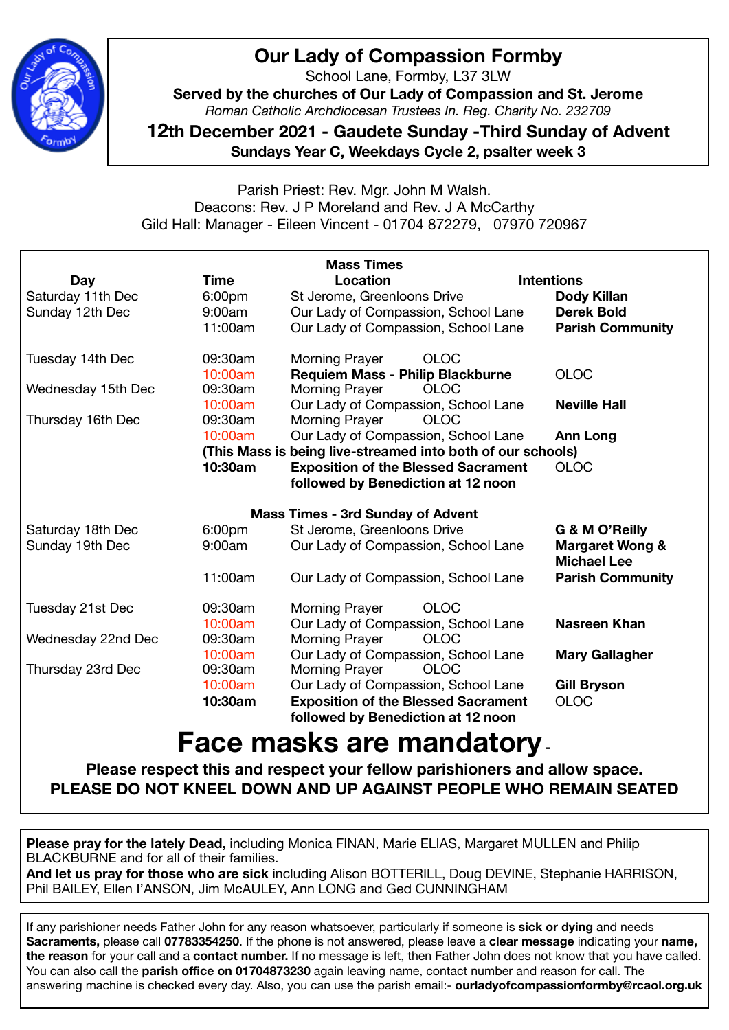# Our Lady of Compassion Formby

School Lane, Formby, L37 3LW

**Served by the churches of Our Lady of Compassion and St. Jerome**

*Roman Catholic Archdiocesan Trustees In. Reg. Charity No. 232709*

## 12th December 2021 - Gaudete Sunday -Third Sunday of Advent

**Sundays Year C, Weekdays Cycle 2, psalter week 3**

Parish Priest: Rev. Mgr. John M Walsh.
Deacons: Rev. J P Moreland and Rev. J A McCarthy
Gild Hall: Manager - Eileen Vincent - 01704 872279, 07970 720967

**Mass Times**

| Day | Time | Location | Intentions |
|---|---|---|---|
| Saturday 11th Dec | 6:00pm | St Jerome, Greenloons Drive | **Dody Killan** |
| Sunday 12th Dec | 9:00am | Our Lady of Compassion, School Lane | **Derek Bold** |
| | 11:00am | Our Lady of Compassion, School Lane | **Parish Community** |
| Tuesday 14th Dec | 09:30am | Morning Prayer OLOC | |
| | 10:00am | **Requiem Mass - Philip Blackburne** | OLOC |
| Wednesday 15th Dec | 09:30am | Morning Prayer OLOC | |
| | 10:00am | Our Lady of Compassion, School Lane | **Neville Hall** |
| Thursday 16th Dec | 09:30am | Morning Prayer OLOC | |
| | 10:00am | Our Lady of Compassion, School Lane | **Ann Long** |
| | **(This Mass is being live-streamed into both of our schools)** | | |
| | **10:30am** | **Exposition of the Blessed Sacrament followed by Benediction at 12 noon** | OLOC |

**Mass Times - 3rd Sunday of Advent**

| Day | Time | Location | Intentions |
|---|---|---|---|
| Saturday 18th Dec | 6:00pm | St Jerome, Greenloons Drive | **G & M O'Reilly** |
| Sunday 19th Dec | 9:00am | Our Lady of Compassion, School Lane | **Margaret Wong & Michael Lee** |
| | 11:00am | Our Lady of Compassion, School Lane | **Parish Community** |
| Tuesday 21st Dec | 09:30am | Morning Prayer OLOC | |
| | 10:00am | Our Lady of Compassion, School Lane | **Nasreen Khan** |
| Wednesday 22nd Dec | 09:30am | Morning Prayer OLOC | |
| | 10:00am | Our Lady of Compassion, School Lane | **Mary Gallagher** |
| Thursday 23rd Dec | 09:30am | Morning Prayer OLOC | |
| | 10:00am | Our Lady of Compassion, School Lane | **Gill Bryson** |
| | **10:30am** | **Exposition of the Blessed Sacrament followed by Benediction at 12 noon** | OLOC |

# Face masks are mandatory -

**Please respect this and respect your fellow parishioners and allow space.**
**PLEASE DO NOT KNEEL DOWN AND UP AGAINST PEOPLE WHO REMAIN SEATED**

**Please pray for the lately Dead,** including Monica FINAN, Marie ELIAS, Margaret MULLEN and Philip BLACKBURNE and for all of their families.
**And let us pray for those who are sick** including Alison BOTTERILL, Doug DEVINE, Stephanie HARRISON, Phil BAILEY, Ellen I'ANSON, Jim McAULEY, Ann LONG and Ged CUNNINGHAM

If any parishioner needs Father John for any reason whatsoever, particularly if someone is **sick or dying** and needs **Sacraments,** please call **07783354250**. If the phone is not answered, please leave a **clear message** indicating your **name, the reason** for your call and a **contact number.** If no message is left, then Father John does not know that you have called. You can also call the **parish office on 01704873230** again leaving name, contact number and reason for call. The answering machine is checked every day. Also, you can use the parish email:- **ourladyofcompassionformby@rcaol.org.uk**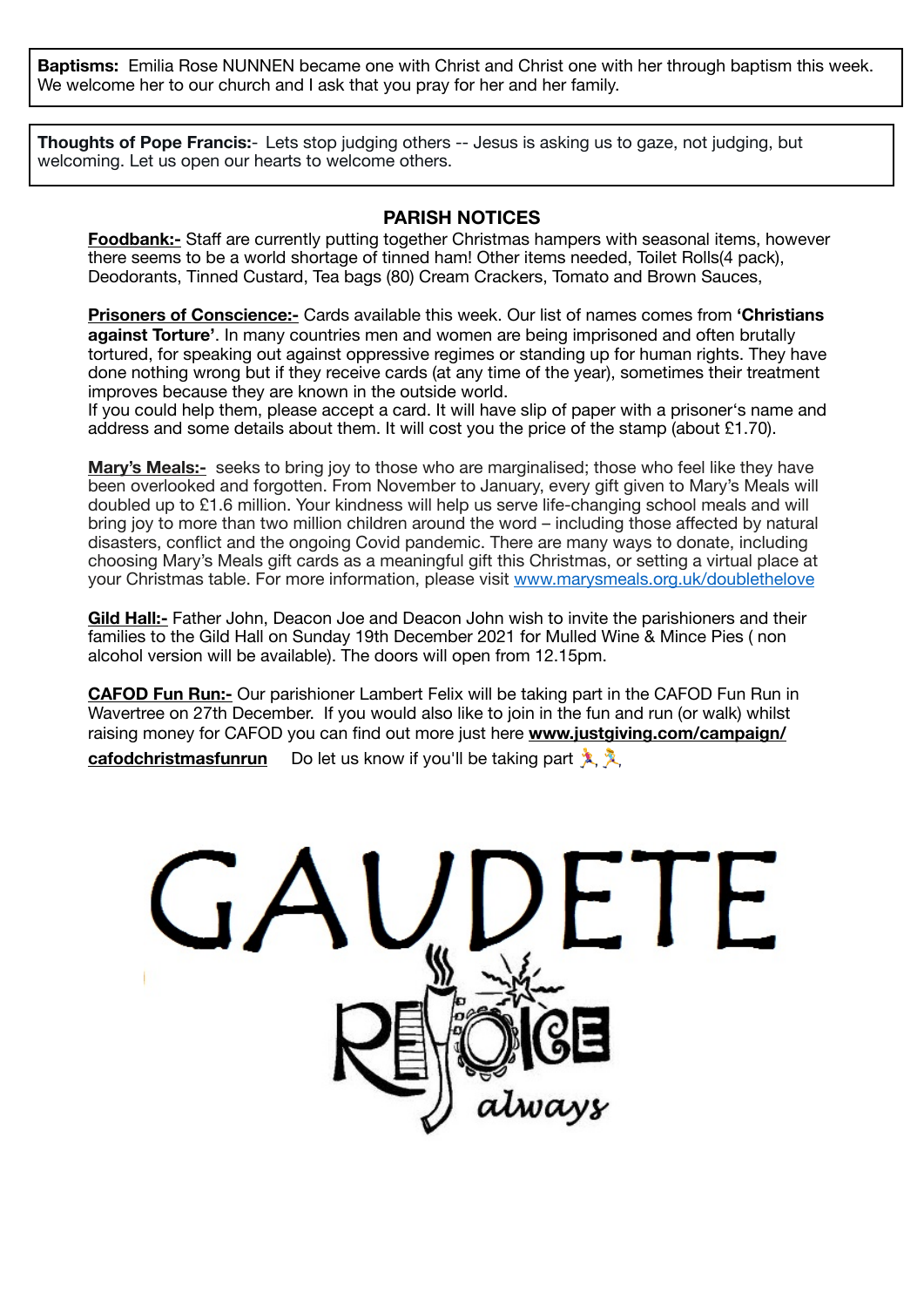**Baptisms:** Emilia Rose NUNNEN became one with Christ and Christ one with her through baptism this week. We welcome her to our church and I ask that you pray for her and her family.

**Thoughts of Pope Francis:**- Lets stop judging others -- Jesus is asking us to gaze, not judging, but welcoming. Let us open our hearts to welcome others.

## PARISH NOTICES

**Foodbank:-** Staff are currently putting together Christmas hampers with seasonal items, however there seems to be a world shortage of tinned ham! Other items needed, Toilet Rolls(4 pack), Deodorants, Tinned Custard, Tea bags (80) Cream Crackers, Tomato and Brown Sauces,

**Prisoners of Conscience:-** Cards available this week. Our list of names comes from **'Christians against Torture'**. In many countries men and women are being imprisoned and often brutally tortured, for speaking out against oppressive regimes or standing up for human rights. They have done nothing wrong but if they receive cards (at any time of the year), sometimes their treatment improves because they are known in the outside world.
If you could help them, please accept a card. It will have slip of paper with a prisoner's name and address and some details about them. It will cost you the price of the stamp (about £1.70).

**Mary's Meals:-** seeks to bring joy to those who are marginalised; those who feel like they have been overlooked and forgotten. From November to January, every gift given to Mary's Meals will doubled up to £1.6 million. Your kindness will help us serve life-changing school meals and will bring joy to more than two million children around the word – including those affected by natural disasters, conflict and the ongoing Covid pandemic. There are many ways to donate, including choosing Mary's Meals gift cards as a meaningful gift this Christmas, or setting a virtual place at your Christmas table. For more information, please visit www.marysmeals.org.uk/doublethelove

**Gild Hall:-** Father John, Deacon Joe and Deacon John wish to invite the parishioners and their families to the Gild Hall on Sunday 19th December 2021 for Mulled Wine & Mince Pies ( non alcohol version will be available). The doors will open from 12.15pm.

**CAFOD Fun Run:-** Our parishioner Lambert Felix will be taking part in the CAFOD Fun Run in Wavertree on 27th December. If you would also like to join in the fun and run (or walk) whilst raising money for CAFOD you can find out more just here **www.justgiving.com/campaign/cafodchristmasfunrun** Do let us know if you'll be taking part 🏃‍♀️🏃

GAUDETE

REJOICE always